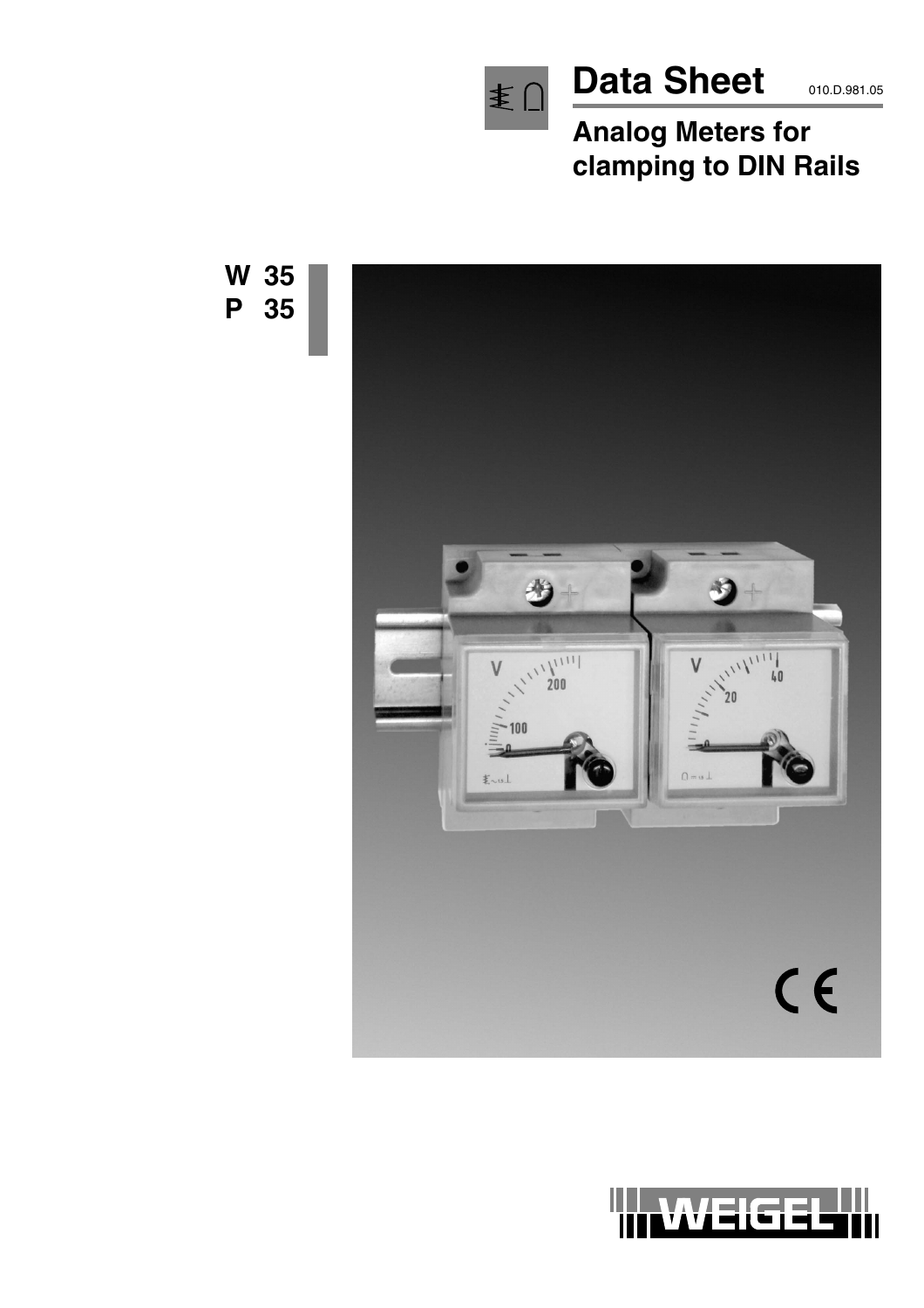# Data Sheet

010.D.981.05

## Analog Meters for clamping to DIN Rails

**W 35**
**P 35**

WEIGEL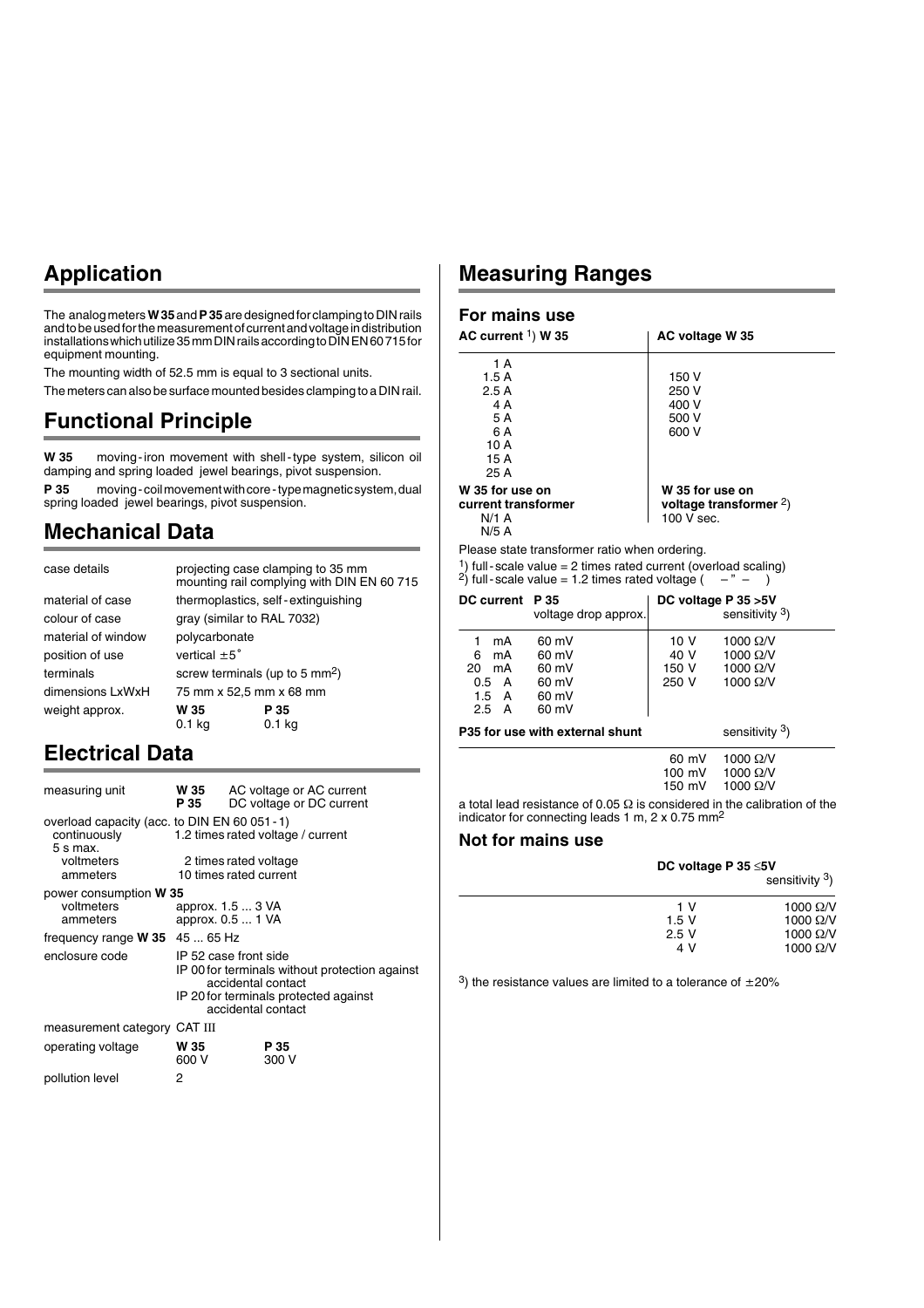## Application

The analog meters **W 35** and **P 35** are designed for clamping to DIN rails and to be used for the measurement of current and voltage in distribution installations which utilize 35 mm DIN rails according to DIN EN 60 715 for equipment mounting.

The mounting width of 52.5 mm is equal to 3 sectional units.

The meters can also be surface mounted besides clamping to a DIN rail.

## Functional Principle

**W 35** moving-iron movement with shell-type system, silicon oil damping and spring loaded jewel bearings, pivot suspension.

**P 35** moving-coil movement with core-type magnetic system, dual spring loaded jewel bearings, pivot suspension.

## Mechanical Data

| | | |
|---|---|---|
| case details | projecting case clamping to 35 mm mounting rail complying with DIN EN 60 715 | |
| material of case | thermoplastics, self-extinguishing | |
| colour of case | gray (similar to RAL 7032) | |
| material of window | polycarbonate | |
| position of use | vertical ±5˚ | |
| terminals | screw terminals (up to 5 mm$^2$) | |
| dimensions LxWxH | 75 mm x 52,5 mm x 68 mm | |
| weight approx. | **W 35** 0.1 kg | **P 35** 0.1 kg |

## Electrical Data

| | | |
|---|---|---|
| measuring unit | **W 35** AC voltage or AC current | |
| | **P 35** DC voltage or DC current | |
| overload capacity (acc. to DIN EN 60 051-1) | | |
| continuously | 1.2 times rated voltage / current | |
| 5 s max. | | |
| voltmeters | 2 times rated voltage | |
| ammeters | 10 times rated current | |
| power consumption **W 35** | | |
| voltmeters | approx. 1.5 ... 3 VA | |
| ammeters | approx. 0.5 ... 1 VA | |
| frequency range **W 35** | 45 ... 65 Hz | |
| enclosure code | IP 52 case front side | |
| | IP 00 for terminals without protection against accidental contact | |
| | IP 20 for terminals protected against accidental contact | |
| measurement category | CAT III | |
| operating voltage | **W 35** 600 V | **P 35** 300 V |
| pollution level | 2 | |

## Measuring Ranges

### For mains use

| AC current [1]) W 35 | AC voltage W 35 |
|---|---|
| 1 A | |
| 1.5 A | 150 V |
| 2.5 A | 250 V |
| 4 A | 400 V |
| 5 A | 500 V |
| 6 A | 600 V |
| 10 A | |
| 15 A | |
| 25 A | |
| **W 35 for use on current transformer** | **W 35 for use on voltage transformer** [2]) |
| N/1 A | 100 V sec. |
| N/5 A | |

Please state transformer ratio when ordering.

[1]) full-scale value = 2 times rated current (overload scaling)
[2]) full-scale value = 1.2 times rated voltage ( – " – )

| DC current | P 35 voltage drop approx. | DC voltage P 35 >5V | sensitivity [3]) |
|---|---|---|---|
| 1 mA | 60 mV | 10 V | 1000 Ω/V |
| 6 mA | 60 mV | 40 V | 1000 Ω/V |
| 20 mA | 60 mV | 150 V | 1000 Ω/V |
| 0.5 A | 60 mV | 250 V | 1000 Ω/V |
| 1.5 A | 60 mV | | |
| 2.5 A | 60 mV | | |

| P35 for use with external shunt | sensitivity [3]) |
|---|---|
| 60 mV | 1000 Ω/V |
| 100 mV | 1000 Ω/V |
| 150 mV | 1000 Ω/V |

a total lead resistance of 0.05 Ω is considered in the calibration of the indicator for connecting leads 1 m, 2 x 0.75 mm$^2$

### Not for mains use

| DC voltage P 35 ≤5V | sensitivity [3]) |
|---|---|
| 1 V | 1000 Ω/V |
| 1.5 V | 1000 Ω/V |
| 2.5 V | 1000 Ω/V |
| 4 V | 1000 Ω/V |

[3]) the resistance values are limited to a tolerance of ±20%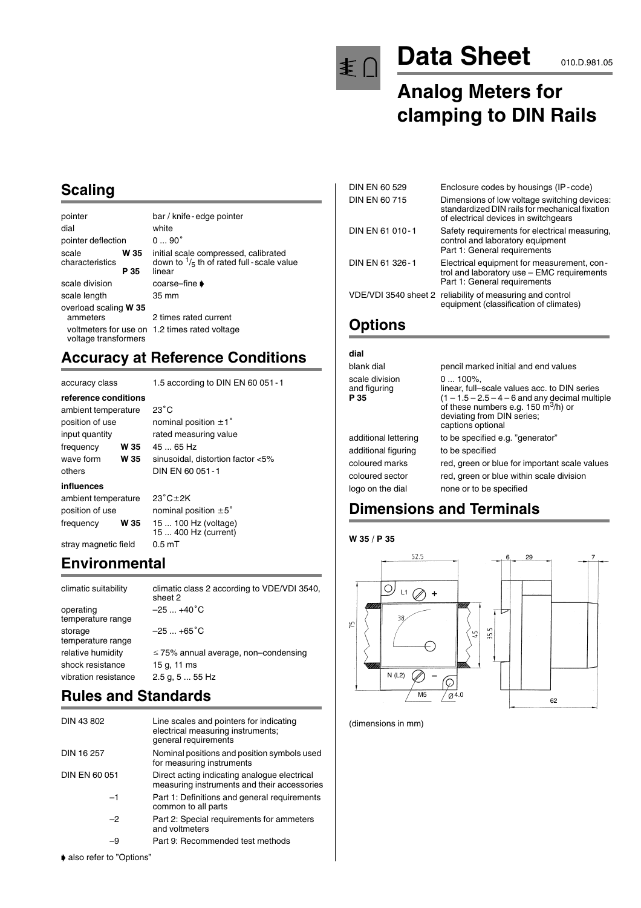# Data Sheet

010.D.981.05

# Analog Meters for clamping to DIN Rails

## Scaling

| | | |
|---|---|---|
| pointer | | bar / knife-edge pointer |
| dial | | white |
| pointer deflection | | 0 ... 90˚ |
| scale characteristics | W 35 | initial scale compressed, calibrated down to $^1/_5$ th of rated full-scale value |
| | P 35 | linear |
| scale division | | coarse–fine ➧ |
| scale length | | 35 mm |
| overload scaling | W 35 | |
| ammeters | | 2 times rated current |
| voltmeters for use on voltage transformers | | 1.2 times rated voltage |

## Accuracy at Reference Conditions

| | | |
|---|---|---|
| accuracy class | | 1.5 according to DIN EN 60 051-1 |
| **reference conditions** | | |
| ambient temperature | | 23˚C |
| position of use | | nominal position ±1˚ |
| input quantity | | rated measuring value |
| frequency | W 35 | 45 ... 65 Hz |
| wave form | W 35 | sinusoidal, distortion factor <5% |
| others | | DIN EN 60 051-1 |
| **influences** | | |
| ambient temperature | | 23˚C±2K |
| position of use | | nominal position ±5˚ |
| frequency | W 35 | 15 ... 100 Hz (voltage)<br>15 ... 400 Hz (current) |
| stray magnetic field | | 0.5 mT |

## Environmental

| | |
|---|---|
| climatic suitability | climatic class 2 according to VDE/VDI 3540, sheet 2 |
| operating temperature range | –25 ... +40˚C |
| storage temperature range | –25 ... +65˚C |
| relative humidity | ≤ 75% annual average, non–condensing |
| shock resistance | 15 g, 11 ms |
| vibration resistance | 2.5 g, 5 ... 55 Hz |

## Rules and Standards

| | |
|---|---|
| DIN 43 802 | Line scales and pointers for indicating electrical measuring instruments; general requirements |
| DIN 16 257 | Nominal positions and position symbols used for measuring instruments |
| DIN EN 60 051 | Direct acting indicating analogue electrical measuring instruments and their accessories |
| –1 | Part 1: Definitions and general requirements common to all parts |
| –2 | Part 2: Special requirements for ammeters and voltmeters |
| –9 | Part 9: Recommended test methods |
| DIN EN 60 529 | Enclosure codes by housings (IP-code) |
| DIN EN 60 715 | Dimensions of low voltage switching devices: standardized DIN rails for mechanical fixation of electrical devices in switchgears |
| DIN EN 61 010-1 | Safety requirements for electrical measuring, control and laboratory equipment Part 1: General requirements |
| DIN EN 61 326-1 | Electrical equipment for measurement, control and laboratory use – EMC requirements Part 1: General requirements |
| VDE/VDI 3540 sheet 2 | reliability of measuring and control equipment (classification of climates) |

➧ also refer to "Options"

## Options

| | |
|---|---|
| **dial** | |
| blank dial | pencil marked initial and end values |
| scale division and figuring **P 35** | 0 ... 100%,<br>linear, full–scale values acc. to DIN series (1 – 1.5 – 2.5 – 4 – 6 and any decimal multiple of these numbers e.g. 150 $m^3$/h) or deviating from DIN series;<br>captions optional |
| additional lettering | to be specified e.g. "generator" |
| additional figuring | to be specified |
| coloured marks | red, green or blue for important scale values |
| coloured sector | red, green or blue within scale division |
| logo on the dial | none or to be specified |

## Dimensions and Terminals

**W 35 / P 35**

52.5, 75, 38, 45, 35.5, 6, 29, 7, 62, L1 +, N (L2) –, M5, Ø4.0

(dimensions in mm)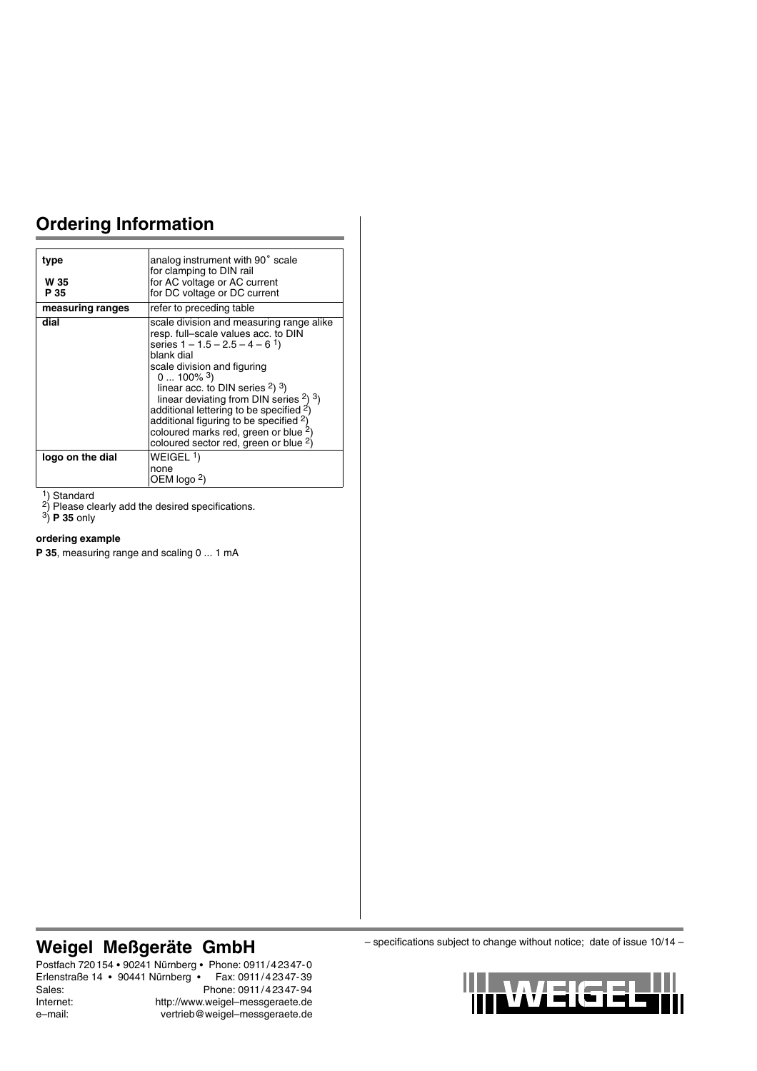## Ordering Information

| | |
|---|---|
| **type**<br><br>**W 35**<br>**P 35** | analog instrument with 90° scale for clamping to DIN rail<br>for AC voltage or AC current<br>for DC voltage or DC current |
| **measuring ranges** | refer to preceding table |
| **dial** | scale division and measuring range alike resp. full–scale values acc. to DIN series 1 – 1.5 – 2.5 – 4 – 6 [1]<br>blank dial<br>scale division and figuring<br>0 ... 100% [3]<br>linear acc. to DIN series [2] [3]<br>linear deviating from DIN series [2] [3]<br>additional lettering to be specified [2]<br>additional figuring to be specified [2]<br>coloured marks red, green or blue [2]<br>coloured sector red, green or blue [2] |
| **logo on the dial** | WEIGEL [1]<br>none<br>OEM logo [2] |

[1] Standard
[2] Please clearly add the desired specifications.
[3] **P 35** only

**ordering example**

**P 35**, measuring range and scaling 0 ... 1 mA

## Weigel Meßgeräte GmbH

Postfach 720 154 • 90241 Nürnberg • Phone: 0911 / 42347- 0
Erlenstraße 14 • 90441 Nürnberg • Fax: 0911 / 42347- 39
Sales: Phone: 0911 / 42347- 94
Internet: http://www.weigel–messgeraete.de
e–mail: vertrieb@weigel–messgeraete.de

– specifications subject to change without notice; date of issue 10/14 –